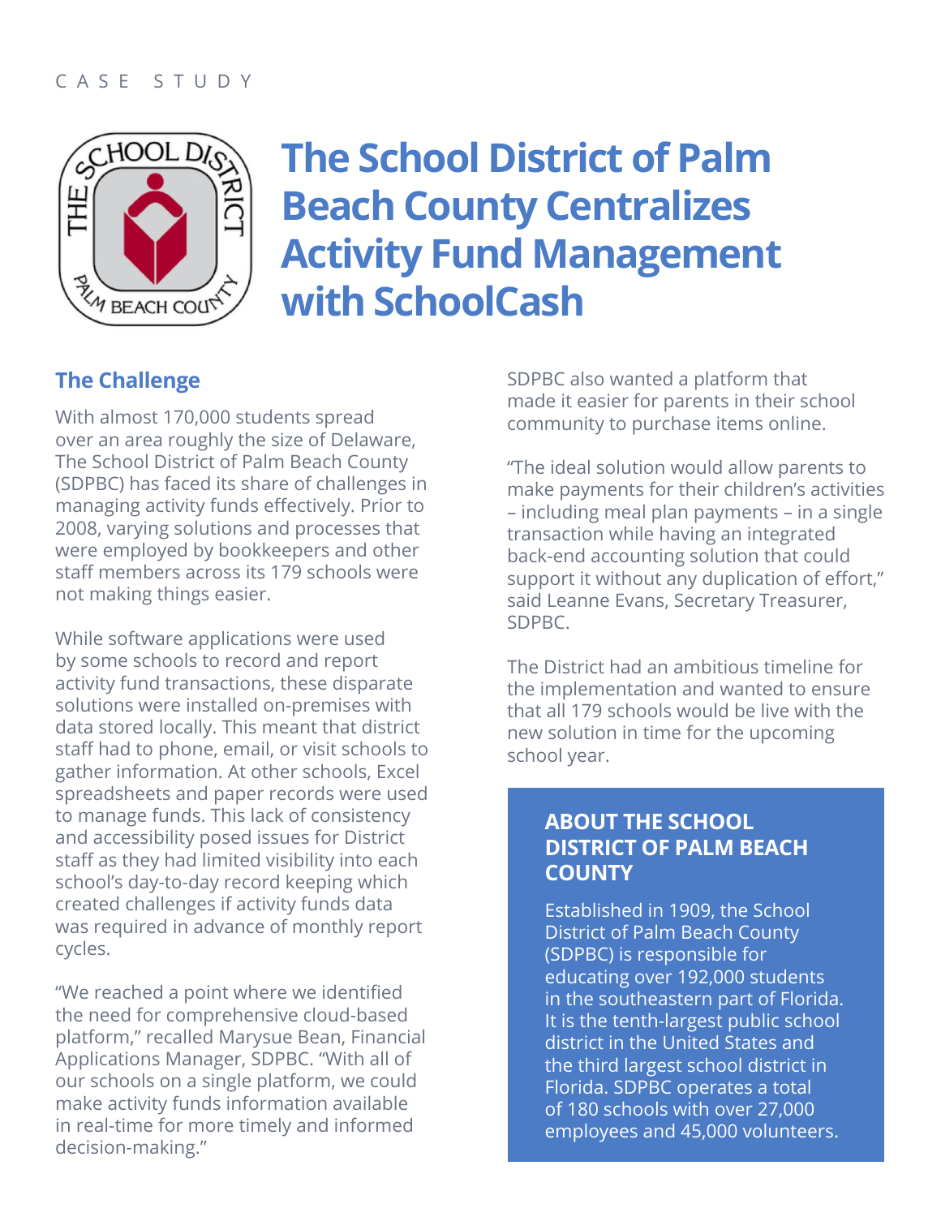CASE STUDY

# The School District of Palm Beach County Centralizes Activity Fund Management with SchoolCash

## The Challenge

With almost 170,000 students spread over an area roughly the size of Delaware, The School District of Palm Beach County (SDPBC) has faced its share of challenges in managing activity funds effectively. Prior to 2008, varying solutions and processes that were employed by bookkeepers and other staff members across its 179 schools were not making things easier.

While software applications were used by some schools to record and report activity fund transactions, these disparate solutions were installed on-premises with data stored locally. This meant that district staff had to phone, email, or visit schools to gather information. At other schools, Excel spreadsheets and paper records were used to manage funds. This lack of consistency and accessibility posed issues for District staff as they had limited visibility into each school's day-to-day record keeping which created challenges if activity funds data was required in advance of monthly report cycles.

"We reached a point where we identified the need for comprehensive cloud-based platform," recalled Marysue Bean, Financial Applications Manager, SDPBC. "With all of our schools on a single platform, we could make activity funds information available in real-time for more timely and informed decision-making."

SDPBC also wanted a platform that made it easier for parents in their school community to purchase items online.

"The ideal solution would allow parents to make payments for their children's activities – including meal plan payments – in a single transaction while having an integrated back-end accounting solution that could support it without any duplication of effort," said Leanne Evans, Secretary Treasurer, SDPBC.

The District had an ambitious timeline for the implementation and wanted to ensure that all 179 schools would be live with the new solution in time for the upcoming school year.

### ABOUT THE SCHOOL DISTRICT OF PALM BEACH COUNTY

Established in 1909, the School District of Palm Beach County (SDPBC) is responsible for educating over 192,000 students in the southeastern part of Florida. It is the tenth-largest public school district in the United States and the third largest school district in Florida. SDPBC operates a total of 180 schools with over 27,000 employees and 45,000 volunteers.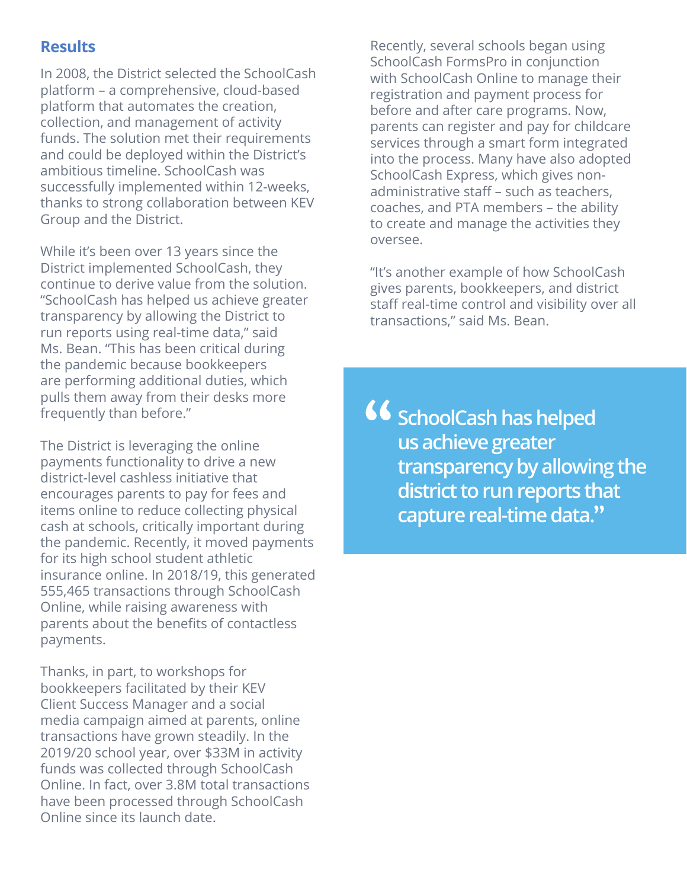## Results

In 2008, the District selected the SchoolCash platform – a comprehensive, cloud-based platform that automates the creation, collection, and management of activity funds. The solution met their requirements and could be deployed within the District's ambitious timeline. SchoolCash was successfully implemented within 12-weeks, thanks to strong collaboration between KEV Group and the District.

While it's been over 13 years since the District implemented SchoolCash, they continue to derive value from the solution. "SchoolCash has helped us achieve greater transparency by allowing the District to run reports using real-time data," said Ms. Bean. "This has been critical during the pandemic because bookkeepers are performing additional duties, which pulls them away from their desks more frequently than before."

The District is leveraging the online payments functionality to drive a new district-level cashless initiative that encourages parents to pay for fees and items online to reduce collecting physical cash at schools, critically important during the pandemic. Recently, it moved payments for its high school student athletic insurance online. In 2018/19, this generated 555,465 transactions through SchoolCash Online, while raising awareness with parents about the benefits of contactless payments.

Thanks, in part, to workshops for bookkeepers facilitated by their KEV Client Success Manager and a social media campaign aimed at parents, online transactions have grown steadily. In the 2019/20 school year, over $33M in activity funds was collected through SchoolCash Online. In fact, over 3.8M total transactions have been processed through SchoolCash Online since its launch date.

Recently, several schools began using SchoolCash FormsPro in conjunction with SchoolCash Online to manage their registration and payment process for before and after care programs. Now, parents can register and pay for childcare services through a smart form integrated into the process. Many have also adopted SchoolCash Express, which gives non-administrative staff – such as teachers, coaches, and PTA members – the ability to create and manage the activities they oversee.

"It's another example of how SchoolCash gives parents, bookkeepers, and district staff real-time control and visibility over all transactions," said Ms. Bean.

> "SchoolCash has helped us achieve greater transparency by allowing the district to run reports that capture real-time data."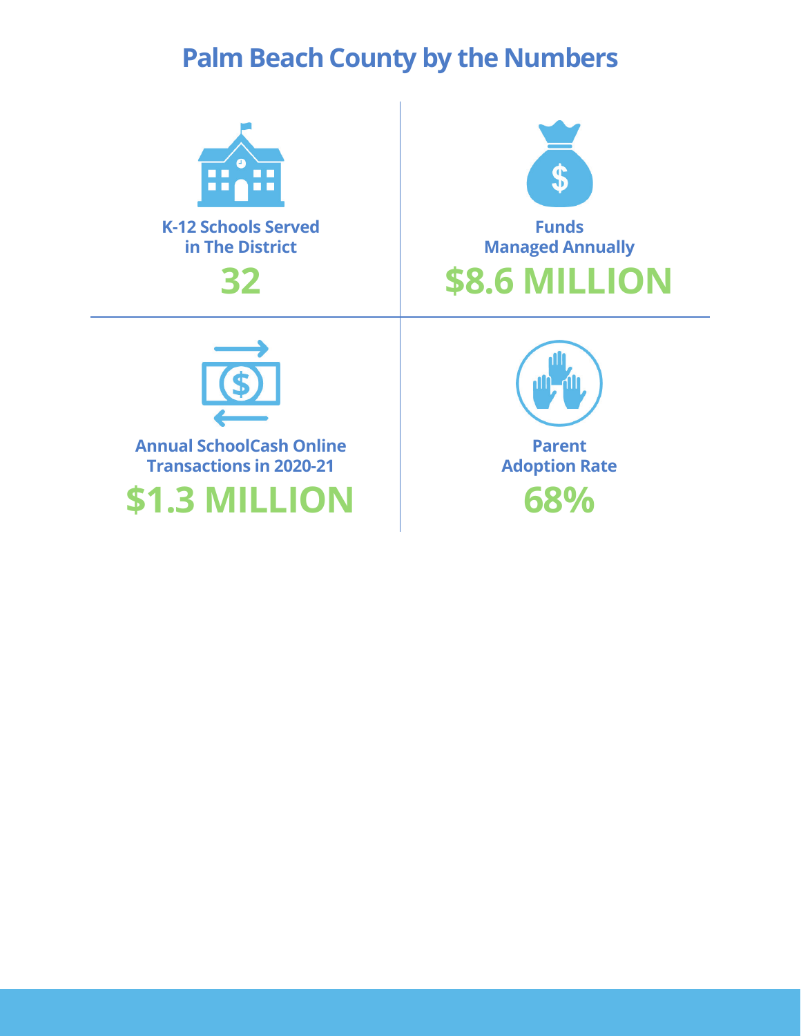# Palm Beach County by the Numbers

**K-12 Schools Served in The District**

**32**

**Funds Managed Annually**

**$8.6 MILLION**

**Annual SchoolCash Online Transactions in 2020-21**

**$1.3 MILLION**

**Parent Adoption Rate**

**68%**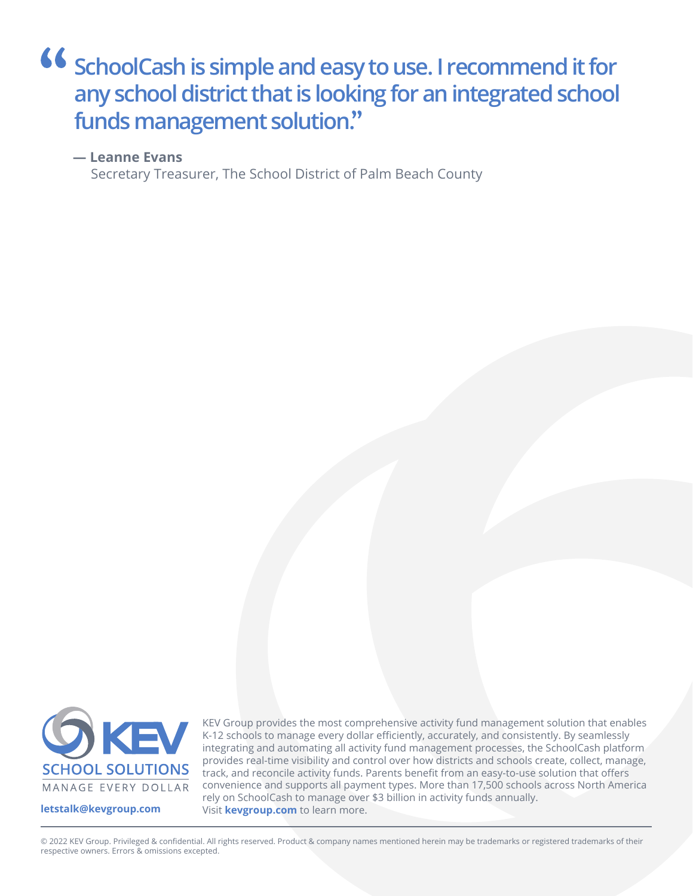> "SchoolCash is simple and easy to use. I recommend it for any school district that is looking for an integrated school funds management solution."
>
> — **Leanne Evans**
> Secretary Treasurer, The School District of Palm Beach County

KEV SCHOOL SOLUTIONS
MANAGE EVERY DOLLAR

**letstalk@kevgroup.com**

KEV Group provides the most comprehensive activity fund management solution that enables K-12 schools to manage every dollar efficiently, accurately, and consistently. By seamlessly integrating and automating all activity fund management processes, the SchoolCash platform provides real-time visibility and control over how districts and schools create, collect, manage, track, and reconcile activity funds. Parents benefit from an easy-to-use solution that offers convenience and supports all payment types. More than 17,500 schools across North America rely on SchoolCash to manage over $3 billion in activity funds annually.
Visit **kevgroup.com** to learn more.

© 2022 KEV Group. Privileged & confidential. All rights reserved. Product & company names mentioned herein may be trademarks or registered trademarks of their respective owners. Errors & omissions excepted.